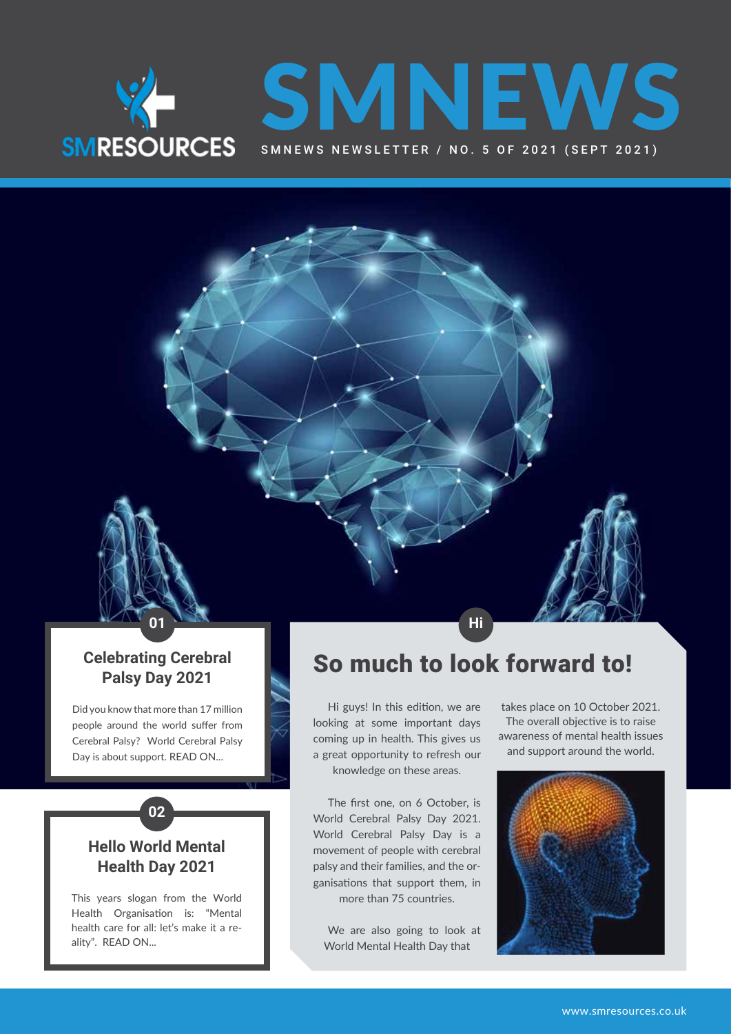# SMNEWS

SMRESOURCES

SMNEWS NEWSLETTER / NO. 5 OF 2021 (SEPT 2021)

01

## Celebrating Cerebral Palsy Day 2021

Did you know that more than 17 million people around the world suffer from Cerebral Palsy? World Cerebral Palsy Day is about support. READ ON...

02

## Hello World Mental Health Day 2021

This years slogan from the World Health Organisation is: "Mental health care for all: let's make it a reality". READ ON...

Hi

## So much to look forward to!

Hi guys! In this edition, we are looking at some important days coming up in health. This gives us a great opportunity to refresh our knowledge on these areas.

The first one, on 6 October, is World Cerebral Palsy Day 2021. World Cerebral Palsy Day is a movement of people with cerebral palsy and their families, and the organisations that support them, in more than 75 countries.

We are also going to look at World Mental Health Day that takes place on 10 October 2021. The overall objective is to raise awareness of mental health issues and support around the world.

www.smresources.co.uk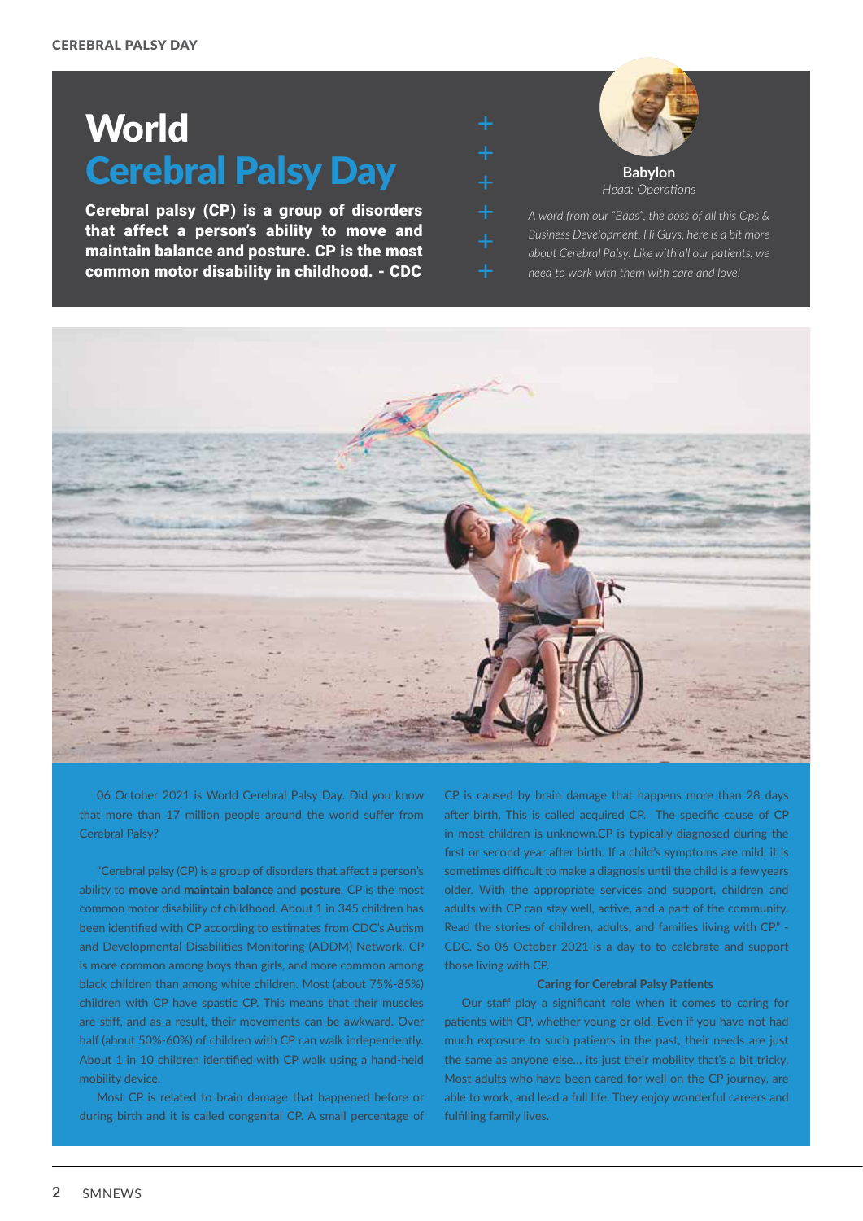# World Cerebral Palsy Day

**Cerebral palsy (CP) is a group of disorders that affect a person's ability to move and maintain balance and posture. CP is the most common motor disability in childhood. - CDC**

**Babylon**
*Head: Operations*

*A word from our "Babs", the boss of all this Ops & Business Development. Hi Guys, here is a bit more about Cerebral Palsy. Like with all our patients, we need to work with them with care and love!*

06 October 2021 is World Cerebral Palsy Day. Did you know that more than 17 million people around the world suffer from Cerebral Palsy?

"Cerebral palsy (CP) is a group of disorders that affect a person's ability to **move** and **maintain balance** and **posture**. CP is the most common motor disability of childhood. About 1 in 345 children has been identified with CP according to estimates from CDC's Autism and Developmental Disabilities Monitoring (ADDM) Network. CP is more common among boys than girls, and more common among black children than among white children. Most (about 75%-85%) children with CP have spastic CP. This means that their muscles are stiff, and as a result, their movements can be awkward. Over half (about 50%-60%) of children with CP can walk independently. About 1 in 10 children identified with CP walk using a hand-held mobility device.

Most CP is related to brain damage that happened before or during birth and it is called congenital CP. A small percentage of CP is caused by brain damage that happens more than 28 days after birth. This is called acquired CP. The specific cause of CP in most children is unknown.CP is typically diagnosed during the first or second year after birth. If a child's symptoms are mild, it is sometimes difficult to make a diagnosis until the child is a few years older. With the appropriate services and support, children and adults with CP can stay well, active, and a part of the community. Read the stories of children, adults, and families living with CP." - CDC. So 06 October 2021 is a day to to celebrate and support those living with CP.

**Caring for Cerebral Palsy Patients**

Our staff play a significant role when it comes to caring for patients with CP, whether young or old. Even if you have not had much exposure to such patients in the past, their needs are just the same as anyone else... its just their mobility that's a bit tricky. Most adults who have been cared for well on the CP journey, are able to work, and lead a full life. They enjoy wonderful careers and fulfilling family lives.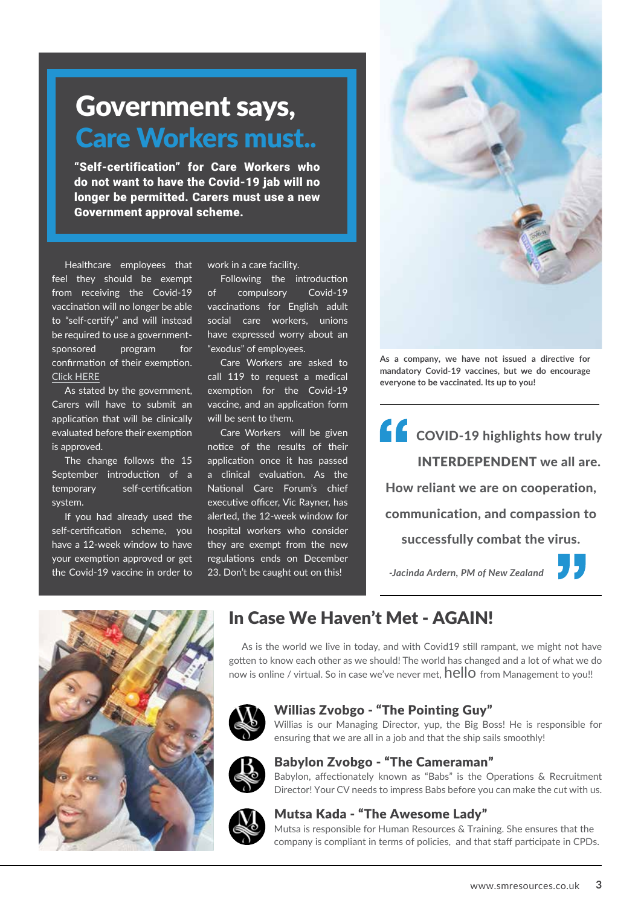# Government says, Care Workers must..

**"Self-certification" for Care Workers who do not want to have the Covid-19 jab will no longer be permitted. Carers must use a new Government approval scheme.**

Healthcare employees that feel they should be exempt from receiving the Covid-19 vaccination will no longer be able to "self-certify" and will instead be required to use a government-sponsored program for confirmation of their exemption. Click HERE

As stated by the government, Carers will have to submit an application that will be clinically evaluated before their exemption is approved.

The change follows the 15 September introduction of a temporary self-certification system.

If you had already used the self-certification scheme, you have a 12-week window to have your exemption approved or get the Covid-19 vaccine in order to work in a care facility.

Following the introduction of compulsory Covid-19 vaccinations for English adult social care workers, unions have expressed worry about an "exodus" of employees.

Care Workers are asked to call 119 to request a medical exemption for the Covid-19 vaccine, and an application form will be sent to them.

Care Workers will be given notice of the results of their application once it has passed a clinical evaluation. As the National Care Forum's chief executive officer, Vic Rayner, has alerted, the 12-week window for hospital workers who consider they are exempt from the new regulations ends on December 23. Don't be caught out on this!

**As a company, we have not issued a directive for mandatory Covid-19 vaccines, but we do encourage everyone to be vaccinated. Its up to you!**

> **COVID-19 highlights how truly INTERDEPENDENT we all are. How reliant we are on cooperation, communication, and compassion to successfully combat the virus.**
>
> *-Jacinda Ardern, PM of New Zealand*

## In Case We Haven't Met - AGAIN!

As is the world we live in today, and with Covid19 still rampant, we might not have gotten to know each other as we should! The world has changed and a lot of what we do now is online / virtual. So in case we've never met, hello from Management to you!!

### Willias Zvobgo - "The Pointing Guy"

Willias is our Managing Director, yup, the Big Boss! He is responsible for ensuring that we are all in a job and that the ship sails smoothly!

### Babylon Zvobgo - "The Cameraman"

Babylon, affectionately known as "Babs" is the Operations & Recruitment Director! Your CV needs to impress Babs before you can make the cut with us.

### Mutsa Kada - "The Awesome Lady"

Mutsa is responsible for Human Resources & Training. She ensures that the company is compliant in terms of policies, and that staff participate in CPDs.

www.smresources.co.uk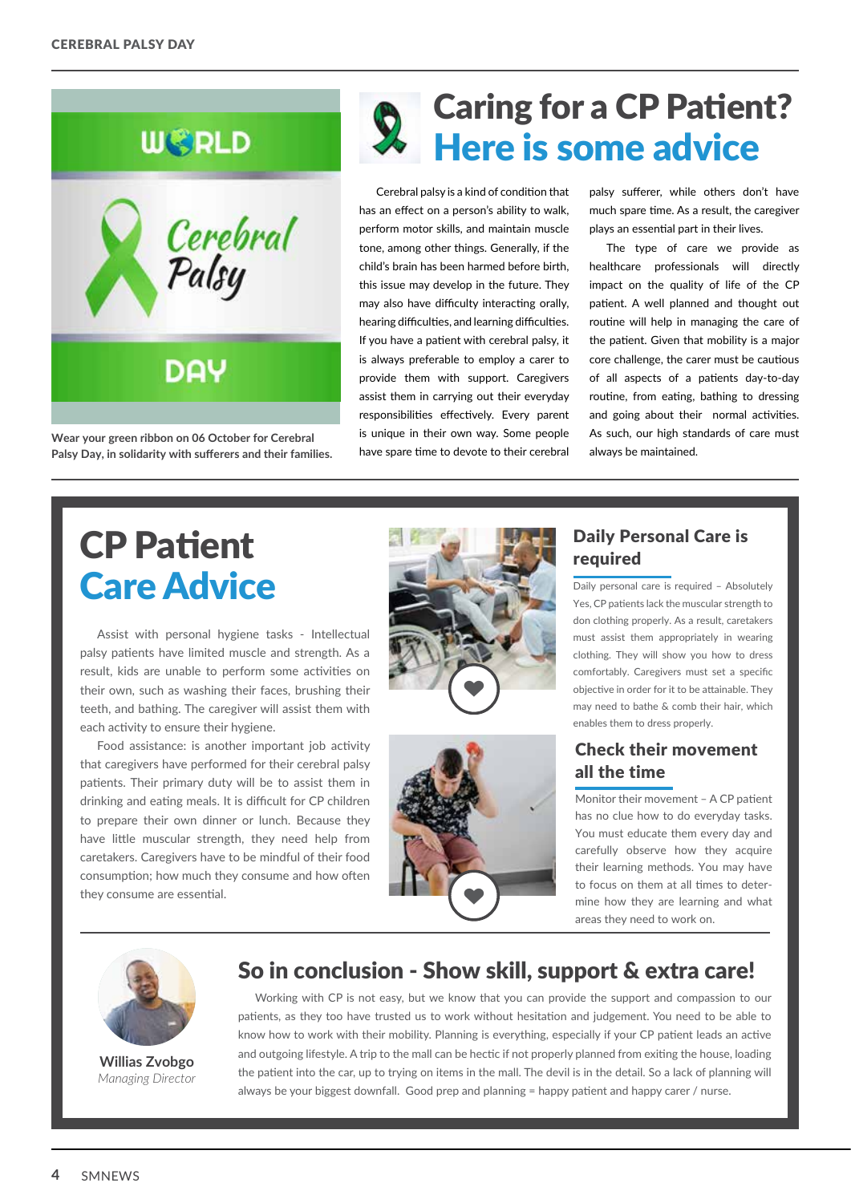Wear your green ribbon on 06 October for Cerebral Palsy Day, in solidarity with sufferers and their families.

# Caring for a CP Patient? Here is some advice

Cerebral palsy is a kind of condition that has an effect on a person's ability to walk, perform motor skills, and maintain muscle tone, among other things. Generally, if the child's brain has been harmed before birth, this issue may develop in the future. They may also have difficulty interacting orally, hearing difficulties, and learning difficulties. If you have a patient with cerebral palsy, it is always preferable to employ a carer to provide them with support. Caregivers assist them in carrying out their everyday responsibilities effectively. Every parent is unique in their own way. Some people have spare time to devote to their cerebral palsy sufferer, while others don't have much spare time. As a result, the caregiver plays an essential part in their lives.

The type of care we provide as healthcare professionals will directly impact on the quality of life of the CP patient. A well planned and thought out routine will help in managing the care of the patient. Given that mobility is a major core challenge, the carer must be cautious of all aspects of a patients day-to-day routine, from eating, bathing to dressing and going about their normal activities. As such, our high standards of care must always be maintained.

# CP Patient Care Advice

Assist with personal hygiene tasks - Intellectual palsy patients have limited muscle and strength. As a result, kids are unable to perform some activities on their own, such as washing their faces, brushing their teeth, and bathing. The caregiver will assist them with each activity to ensure their hygiene.

Food assistance: is another important job activity that caregivers have performed for their cerebral palsy patients. Their primary duty will be to assist them in drinking and eating meals. It is difficult for CP children to prepare their own dinner or lunch. Because they have little muscular strength, they need help from caretakers. Caregivers have to be mindful of their food consumption; how much they consume and how often they consume are essential.

## Daily Personal Care is required

Daily personal care is required – Absolutely Yes, CP patients lack the muscular strength to don clothing properly. As a result, caretakers must assist them appropriately in wearing clothing. They will show you how to dress comfortably. Caregivers must set a specific objective in order for it to be attainable. They may need to bathe & comb their hair, which enables them to dress properly.

## Check their movement all the time

Monitor their movement – A CP patient has no clue how to do everyday tasks. You must educate them every day and carefully observe how they acquire their learning methods. You may have to focus on them at all times to determine how they are learning and what areas they need to work on.

## So in conclusion - Show skill, support & extra care!

Working with CP is not easy, but we know that you can provide the support and compassion to our patients, as they too have trusted us to work without hesitation and judgement. You need to be able to know how to work with their mobility. Planning is everything, especially if your CP patient leads an active and outgoing lifestyle. A trip to the mall can be hectic if not properly planned from exiting the house, loading the patient into the car, up to trying on items in the mall. The devil is in the detail. So a lack of planning will always be your biggest downfall. Good prep and planning = happy patient and happy carer / nurse.

**Willias Zvobgo**
*Managing Director*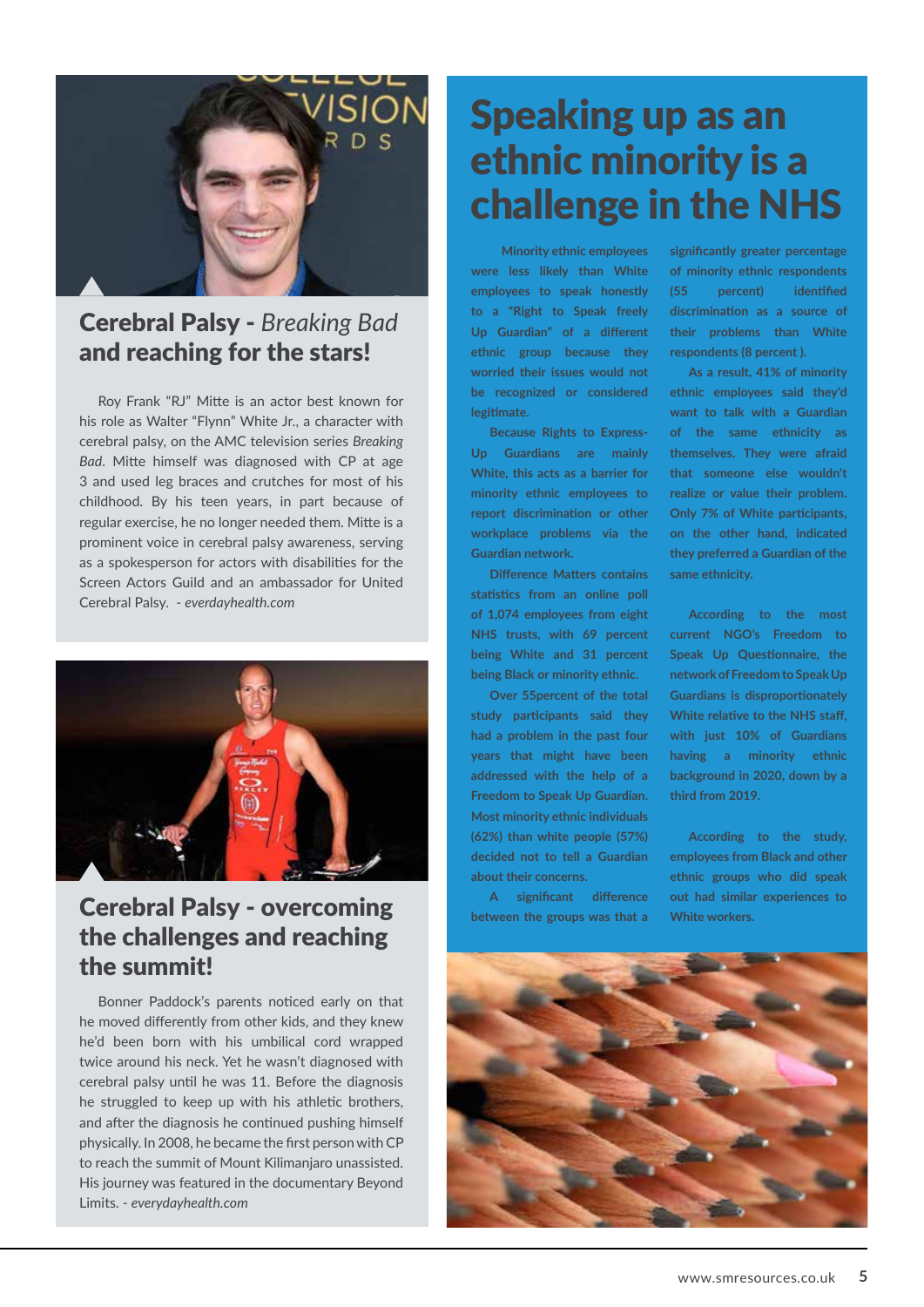## Cerebral Palsy - *Breaking Bad* and reaching for the stars!

Roy Frank "RJ" Mitte is an actor best known for his role as Walter "Flynn" White Jr., a character with cerebral palsy, on the AMC television series *Breaking Bad*. Mitte himself was diagnosed with CP at age 3 and used leg braces and crutches for most of his childhood. By his teen years, in part because of regular exercise, he no longer needed them. Mitte is a prominent voice in cerebral palsy awareness, serving as a spokesperson for actors with disabilities for the Screen Actors Guild and an ambassador for United Cerebral Palsy. - *everdayhealth.com*

## Cerebral Palsy - overcoming the challenges and reaching the summit!

Bonner Paddock's parents noticed early on that he moved differently from other kids, and they knew he'd been born with his umbilical cord wrapped twice around his neck. Yet he wasn't diagnosed with cerebral palsy until he was 11. Before the diagnosis he struggled to keep up with his athletic brothers, and after the diagnosis he continued pushing himself physically. In 2008, he became the first person with CP to reach the summit of Mount Kilimanjaro unassisted. His journey was featured in the documentary Beyond Limits. - *everydayhealth.com*

# Speaking up as an ethnic minority is a challenge in the NHS

Minority ethnic employees were less likely than White employees to speak honestly to a "Right to Speak freely Up Guardian" of a different ethnic group because they worried their issues would not be recognized or considered legitimate.

Because Rights to Express-Up Guardians are mainly White, this acts as a barrier for minority ethnic employees to report discrimination or other workplace problems via the Guardian network.

Difference Matters contains statistics from an online poll of 1,074 employees from eight NHS trusts, with 69 percent being White and 31 percent being Black or minority ethnic.

Over 55percent of the total study participants said they had a problem in the past four years that might have been addressed with the help of a Freedom to Speak Up Guardian. Most minority ethnic individuals (62%) than white people (57%) decided not to tell a Guardian about their concerns.

A significant difference between the groups was that a significantly greater percentage of minority ethnic respondents (55 percent) identified discrimination as a source of their problems than White respondents (8 percent ).

As a result, 41% of minority ethnic employees said they'd want to talk with a Guardian of the same ethnicity as themselves. They were afraid that someone else wouldn't realize or value their problem. Only 7% of White participants, on the other hand, indicated they preferred a Guardian of the same ethnicity.

According to the most current NGO's Freedom to Speak Up Questionnaire, the network of Freedom to Speak Up Guardians is disproportionately White relative to the NHS staff, with just 10% of Guardians having a minority ethnic background in 2020, down by a third from 2019.

According to the study, employees from Black and other ethnic groups who did speak out had similar experiences to White workers.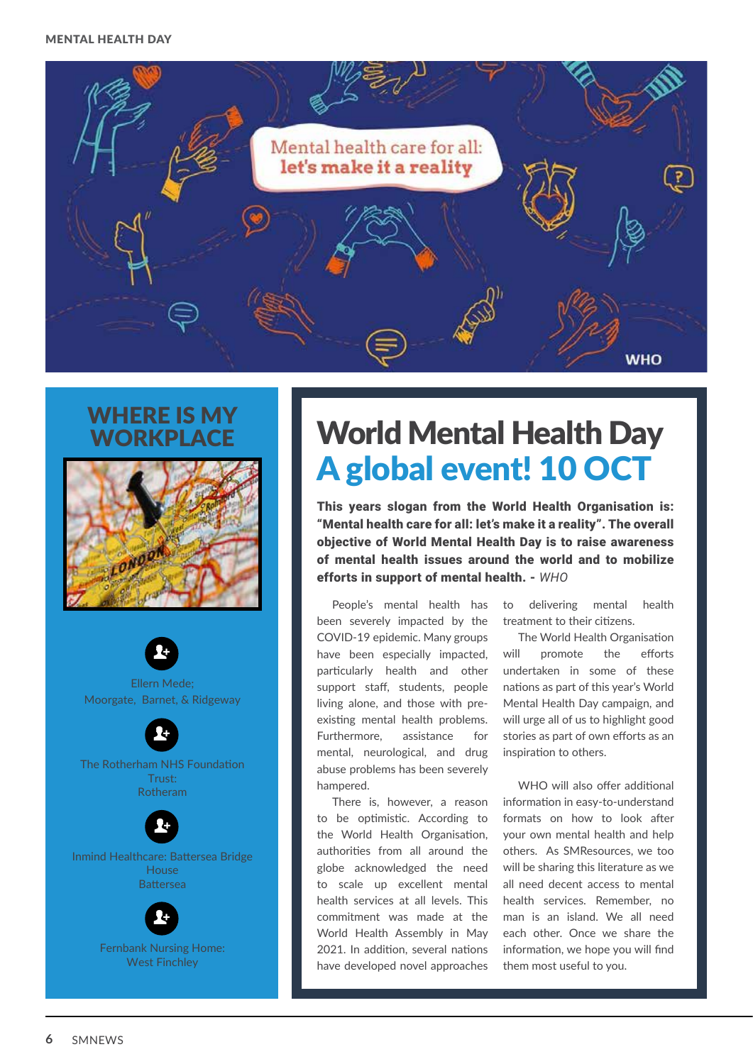# WHERE IS MY WORKPLACE

Ellern Mede;
Moorgate, Barnet, & Ridgeway

The Rotherham NHS Foundation Trust:
Rotheram

Inmind Healthcare: Battersea Bridge House
Battersea

Fernbank Nursing Home:
West Finchley

# World Mental Health Day

## A global event! 10 OCT

**This years slogan from the World Health Organisation is: "Mental health care for all: let's make it a reality". The overall objective of World Mental Health Day is to raise awareness of mental health issues around the world and to mobilize efforts in support of mental health. -** *WHO*

People's mental health has been severely impacted by the COVID-19 epidemic. Many groups have been especially impacted, particularly health and other support staff, students, people living alone, and those with pre-existing mental health problems. Furthermore, assistance for mental, neurological, and drug abuse problems has been severely hampered.

There is, however, a reason to be optimistic. According to the World Health Organisation, authorities from all around the globe acknowledged the need to scale up excellent mental health services at all levels. This commitment was made at the World Health Assembly in May 2021. In addition, several nations have developed novel approaches to delivering mental health treatment to their citizens.

The World Health Organisation will promote the efforts undertaken in some of these nations as part of this year's World Mental Health Day campaign, and will urge all of us to highlight good stories as part of own efforts as an inspiration to others.

WHO will also offer additional information in easy-to-understand formats on how to look after your own mental health and help others. As SMResources, we too will be sharing this literature as we all need decent access to mental health services. Remember, no man is an island. We all need each other. Once we share the information, we hope you will find them most useful to you.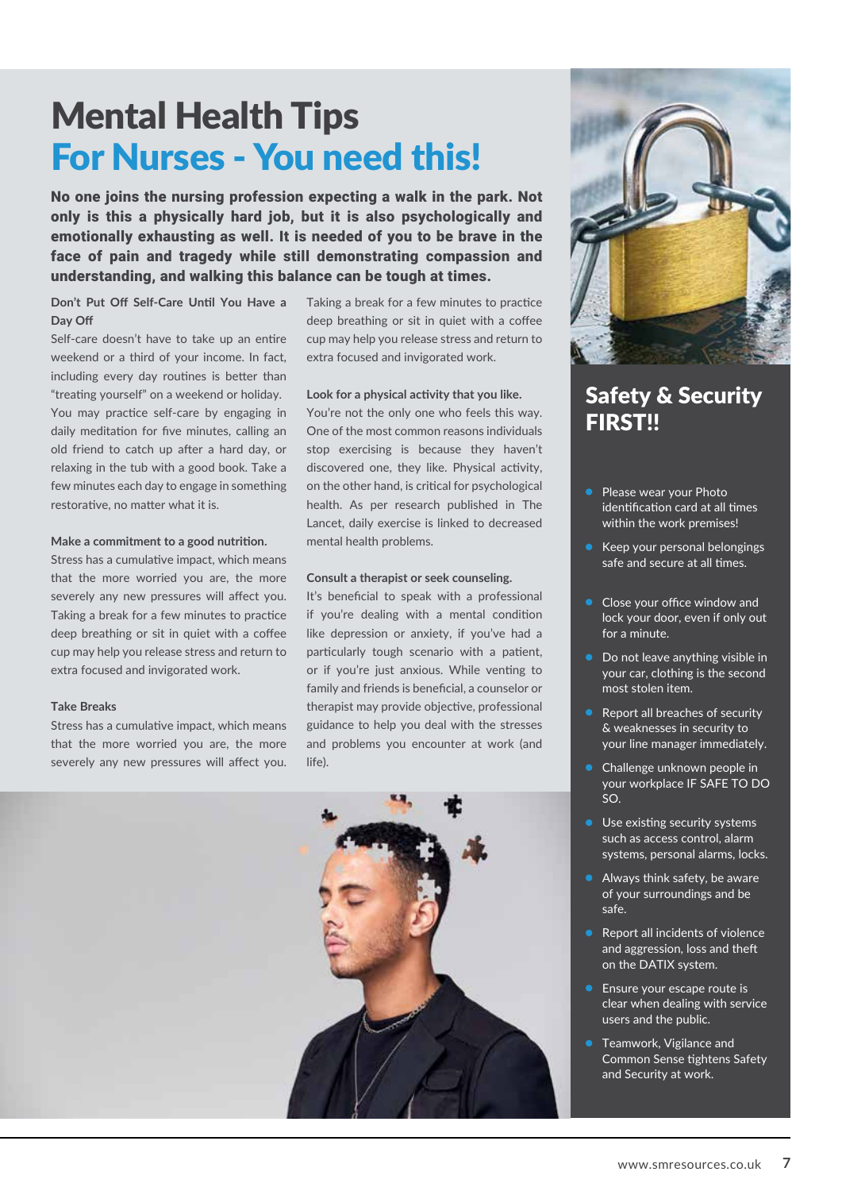# Mental Health Tips

# For Nurses - You need this!

**No one joins the nursing profession expecting a walk in the park. Not only is this a physically hard job, but it is also psychologically and emotionally exhausting as well. It is needed of you to be brave in the face of pain and tragedy while still demonstrating compassion and understanding, and walking this balance can be tough at times.**

### Don't Put Off Self-Care Until You Have a Day Off

Self-care doesn't have to take up an entire weekend or a third of your income. In fact, including every day routines is better than "treating yourself" on a weekend or holiday. You may practice self-care by engaging in daily meditation for five minutes, calling an old friend to catch up after a hard day, or relaxing in the tub with a good book. Take a few minutes each day to engage in something restorative, no matter what it is.

### Make a commitment to a good nutrition.

Stress has a cumulative impact, which means that the more worried you are, the more severely any new pressures will affect you. Taking a break for a few minutes to practice deep breathing or sit in quiet with a coffee cup may help you release stress and return to extra focused and invigorated work.

### Take Breaks

Stress has a cumulative impact, which means that the more worried you are, the more severely any new pressures will affect you. Taking a break for a few minutes to practice deep breathing or sit in quiet with a coffee cup may help you release stress and return to extra focused and invigorated work.

### Look for a physical activity that you like.

You're not the only one who feels this way. One of the most common reasons individuals stop exercising is because they haven't discovered one, they like. Physical activity, on the other hand, is critical for psychological health. As per research published in The Lancet, daily exercise is linked to decreased mental health problems.

### Consult a therapist or seek counseling.

It's beneficial to speak with a professional if you're dealing with a mental condition like depression or anxiety, if you've had a particularly tough scenario with a patient, or if you're just anxious. While venting to family and friends is beneficial, a counselor or therapist may provide objective, professional guidance to help you deal with the stresses and problems you encounter at work (and life).

## Safety & Security FIRST!!

- Please wear your Photo identification card at all times within the work premises!
- Keep your personal belongings safe and secure at all times.
- Close your office window and lock your door, even if only out for a minute.
- Do not leave anything visible in your car, clothing is the second most stolen item.
- Report all breaches of security & weaknesses in security to your line manager immediately.
- Challenge unknown people in your workplace IF SAFE TO DO SO.
- Use existing security systems such as access control, alarm systems, personal alarms, locks.
- Always think safety, be aware of your surroundings and be safe.
- Report all incidents of violence and aggression, loss and theft on the DATIX system.
- Ensure your escape route is clear when dealing with service users and the public.
- Teamwork, Vigilance and Common Sense tightens Safety and Security at work.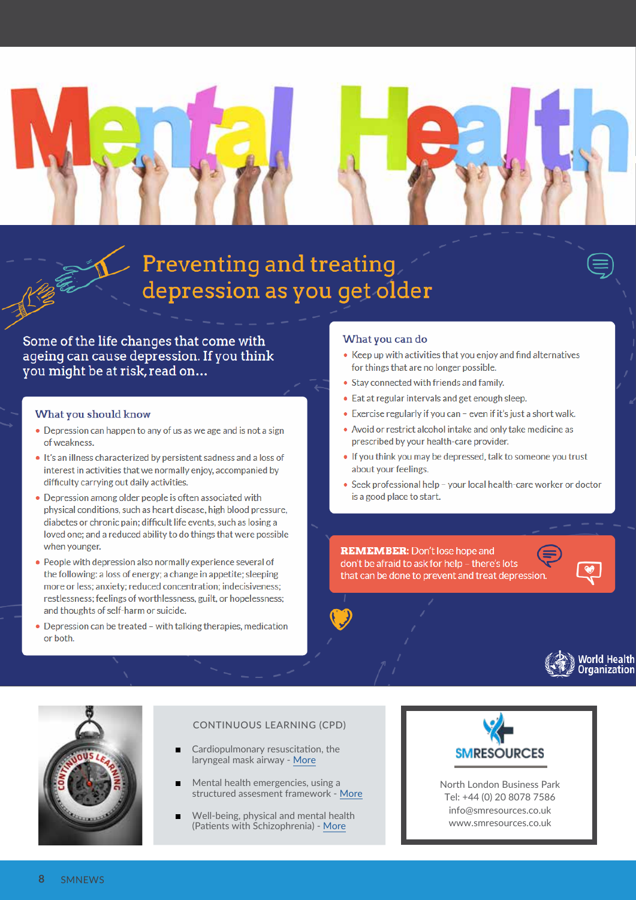# Mental Health

## Preventing and treating depression as you get older

Some of the life changes that come with ageing can cause depression. If you think you might be at risk, read on...

### What you should know

- Depression can happen to any of us as we age and is not a sign of weakness.
- It's an illness characterized by persistent sadness and a loss of interest in activities that we normally enjoy, accompanied by difficulty carrying out daily activities.
- Depression among older people is often associated with physical conditions, such as heart disease, high blood pressure, diabetes or chronic pain; difficult life events, such as losing a loved one; and a reduced ability to do things that were possible when younger.
- People with depression also normally experience several of the following: a loss of energy; a change in appetite; sleeping more or less; anxiety; reduced concentration; indecisiveness; restlessness; feelings of worthlessness, guilt, or hopelessness; and thoughts of self-harm or suicide.
- Depression can be treated – with talking therapies, medication or both.

### What you can do

- Keep up with activities that you enjoy and find alternatives for things that are no longer possible.
- Stay connected with friends and family.
- Eat at regular intervals and get enough sleep.
- Exercise regularly if you can – even if it's just a short walk.
- Avoid or restrict alcohol intake and only take medicine as prescribed by your health-care provider.
- If you think you may be depressed, talk to someone you trust about your feelings.
- Seek professional help – your local health-care worker or doctor is a good place to start.

**REMEMBER:** Don't lose hope and don't be afraid to ask for help – there's lots that can be done to prevent and treat depression.

World Health Organization

CONTINUOUS LEARNING (CPD)

- Cardiopulmonary resuscitation, the laryngeal mask airway - More
- Mental health emergencies, using a structured assesment framework - More
- Well-being, physical and mental health (Patients with Schizophrenia) - More

SMRESOURCES

North London Business Park
Tel: +44 (0) 20 8078 7586
info@smresources.co.uk
www.smresources.co.uk